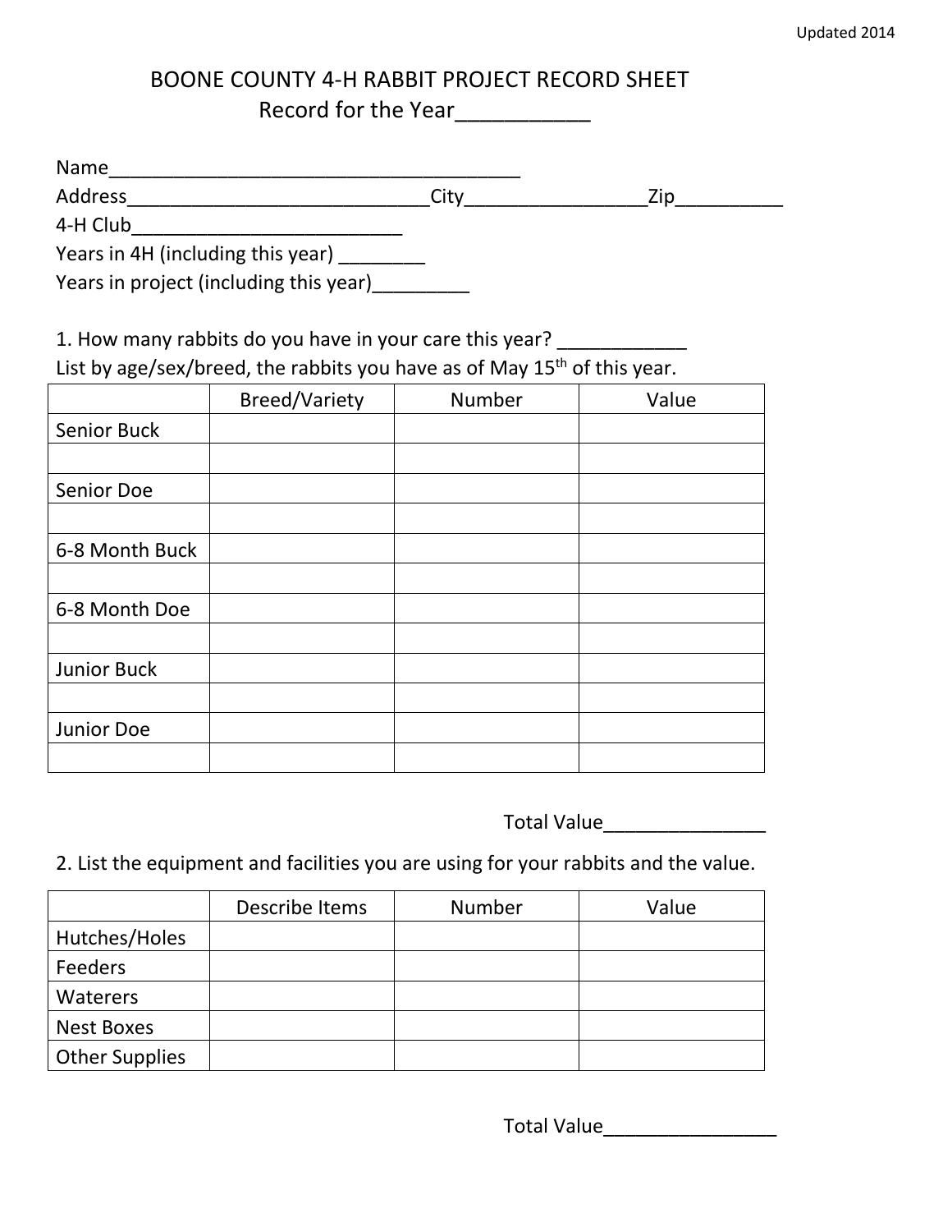# BOONE COUNTY 4-H RABBIT PROJECT RECORD SHEET

## Record for the Year___________

Name_______________________________________

Address____________________________City________________Zip__________

4-H Club_________________________

Years in 4H (including this year) ________

Years in project (including this year)_________

1. How many rabbits do you have in your care this year? ____________

List by age/sex/breed, the rabbits you have as of May 15th of this year.

| | Breed/Variety | Number | Value |
|---|---|---|---|
| Senior Buck | | | |
| | | | |
| Senior Doe | | | |
| | | | |
| 6-8 Month Buck | | | |
| | | | |
| 6-8 Month Doe | | | |
| | | | |
| Junior Buck | | | |
| | | | |
| Junior Doe | | | |
| | | | |

Total Value_______________

2. List the equipment and facilities you are using for your rabbits and the value.

| | Describe Items | Number | Value |
|---|---|---|---|
| Hutches/Holes | | | |
| Feeders | | | |
| Waterers | | | |
| Nest Boxes | | | |
| Other Supplies | | | |

Total Value________________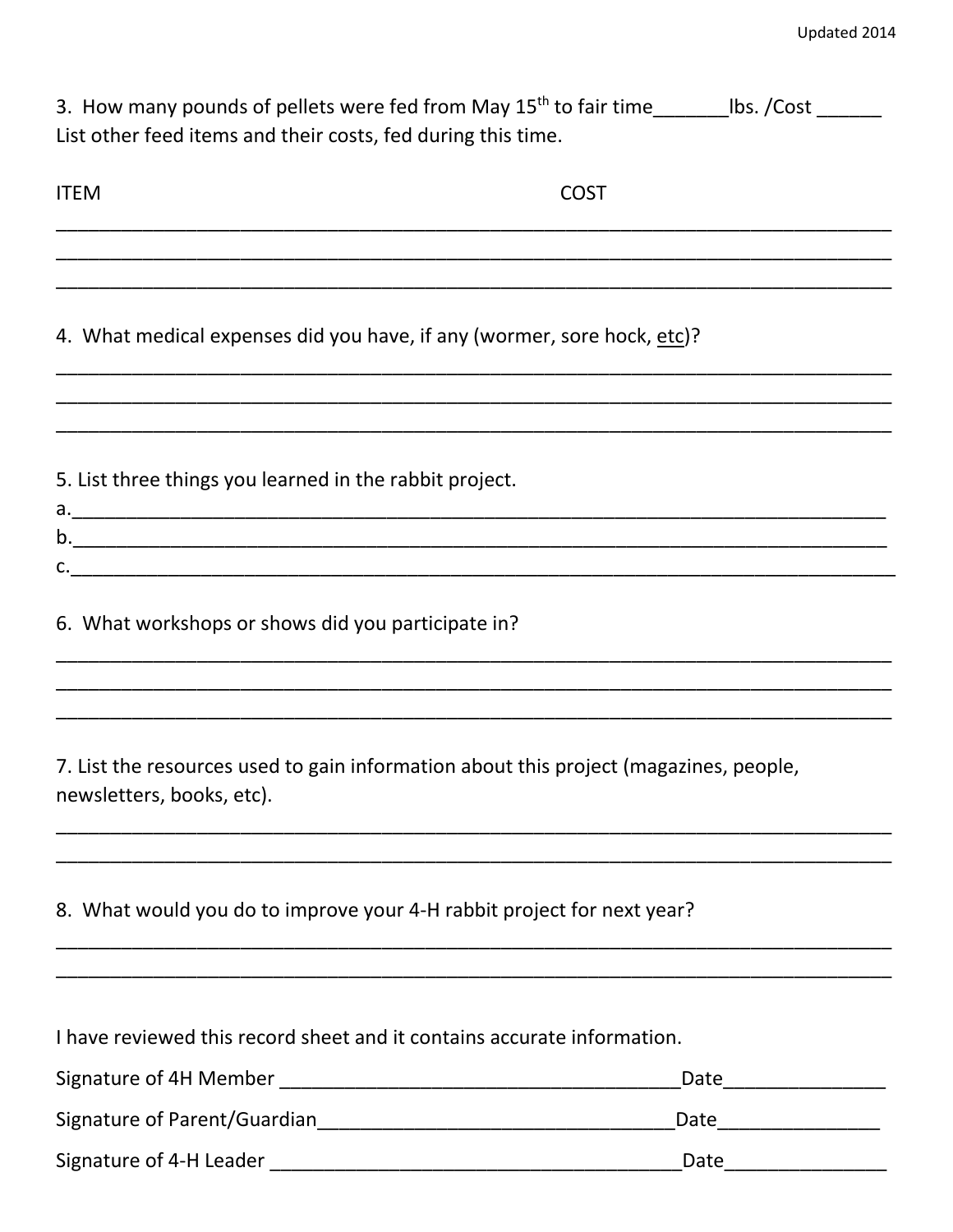3. How many pounds of pellets were fed from May 15th to fair time_______lbs. /Cost ______
List other feed items and their costs, fed during this time.

ITEM COST

_______________________________________________________________________________
_______________________________________________________________________________
_______________________________________________________________________________

4. What medical expenses did you have, if any (wormer, sore hock, etc)?

_______________________________________________________________________________
_______________________________________________________________________________
_______________________________________________________________________________

5. List three things you learned in the rabbit project.

a.______________________________________________________________________________
b.______________________________________________________________________________
c.______________________________________________________________________________

6. What workshops or shows did you participate in?

_______________________________________________________________________________
_______________________________________________________________________________
_______________________________________________________________________________

7. List the resources used to gain information about this project (magazines, people, newsletters, books, etc).

_______________________________________________________________________________
_______________________________________________________________________________

8. What would you do to improve your 4-H rabbit project for next year?

_______________________________________________________________________________
_______________________________________________________________________________

I have reviewed this record sheet and it contains accurate information.

Signature of 4H Member ____________________________________Date_______________

Signature of Parent/Guardian_________________________________Date_______________

Signature of 4-H Leader ______________________________________Date_______________